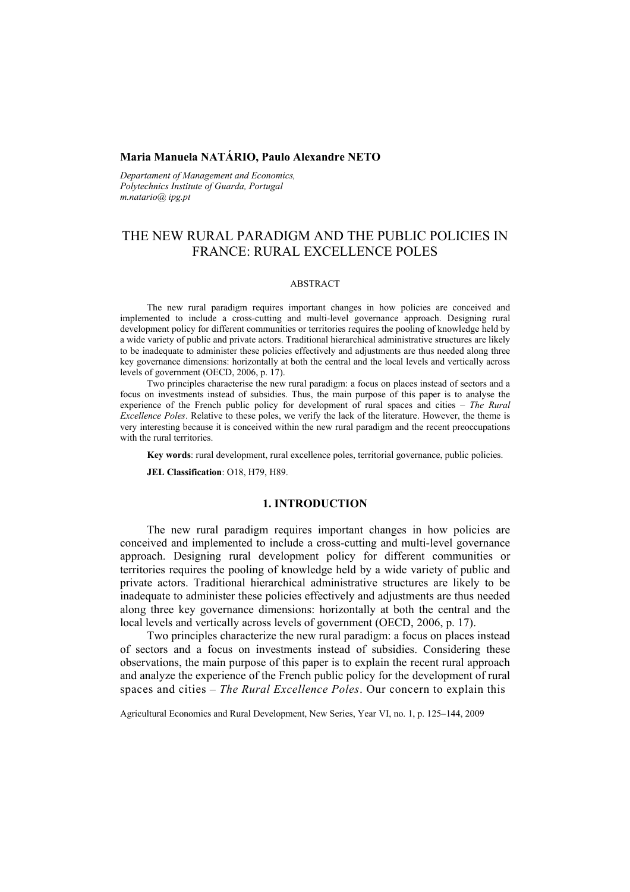**Maria Manuela NATÁRIO, Paulo Alexandre NETO**

*Departament of Management and Economics,*
*Polytechnics Institute of Guarda, Portugal*
*m.natario@ ipg.pt*

# THE NEW RURAL PARADIGM AND THE PUBLIC POLICIES IN FRANCE: RURAL EXCELLENCE POLES

## ABSTRACT

The new rural paradigm requires important changes in how policies are conceived and implemented to include a cross-cutting and multi-level governance approach. Designing rural development policy for different communities or territories requires the pooling of knowledge held by a wide variety of public and private actors. Traditional hierarchical administrative structures are likely to be inadequate to administer these policies effectively and adjustments are thus needed along three key governance dimensions: horizontally at both the central and the local levels and vertically across levels of government (OECD, 2006, p. 17).

Two principles characterise the new rural paradigm: a focus on places instead of sectors and a focus on investments instead of subsidies. Thus, the main purpose of this paper is to analyse the experience of the French public policy for development of rural spaces and cities – *The Rural Excellence Poles*. Relative to these poles, we verify the lack of the literature. However, the theme is very interesting because it is conceived within the new rural paradigm and the recent preoccupations with the rural territories.

**Key words**: rural development, rural excellence poles, territorial governance, public policies.

**JEL Classification**: O18, H79, H89.

## 1. INTRODUCTION

The new rural paradigm requires important changes in how policies are conceived and implemented to include a cross-cutting and multi-level governance approach. Designing rural development policy for different communities or territories requires the pooling of knowledge held by a wide variety of public and private actors. Traditional hierarchical administrative structures are likely to be inadequate to administer these policies effectively and adjustments are thus needed along three key governance dimensions: horizontally at both the central and the local levels and vertically across levels of government (OECD, 2006, p. 17).

Two principles characterize the new rural paradigm: a focus on places instead of sectors and a focus on investments instead of subsidies. Considering these observations, the main purpose of this paper is to explain the recent rural approach and analyze the experience of the French public policy for the development of rural spaces and cities – *The Rural Excellence Poles*. Our concern to explain this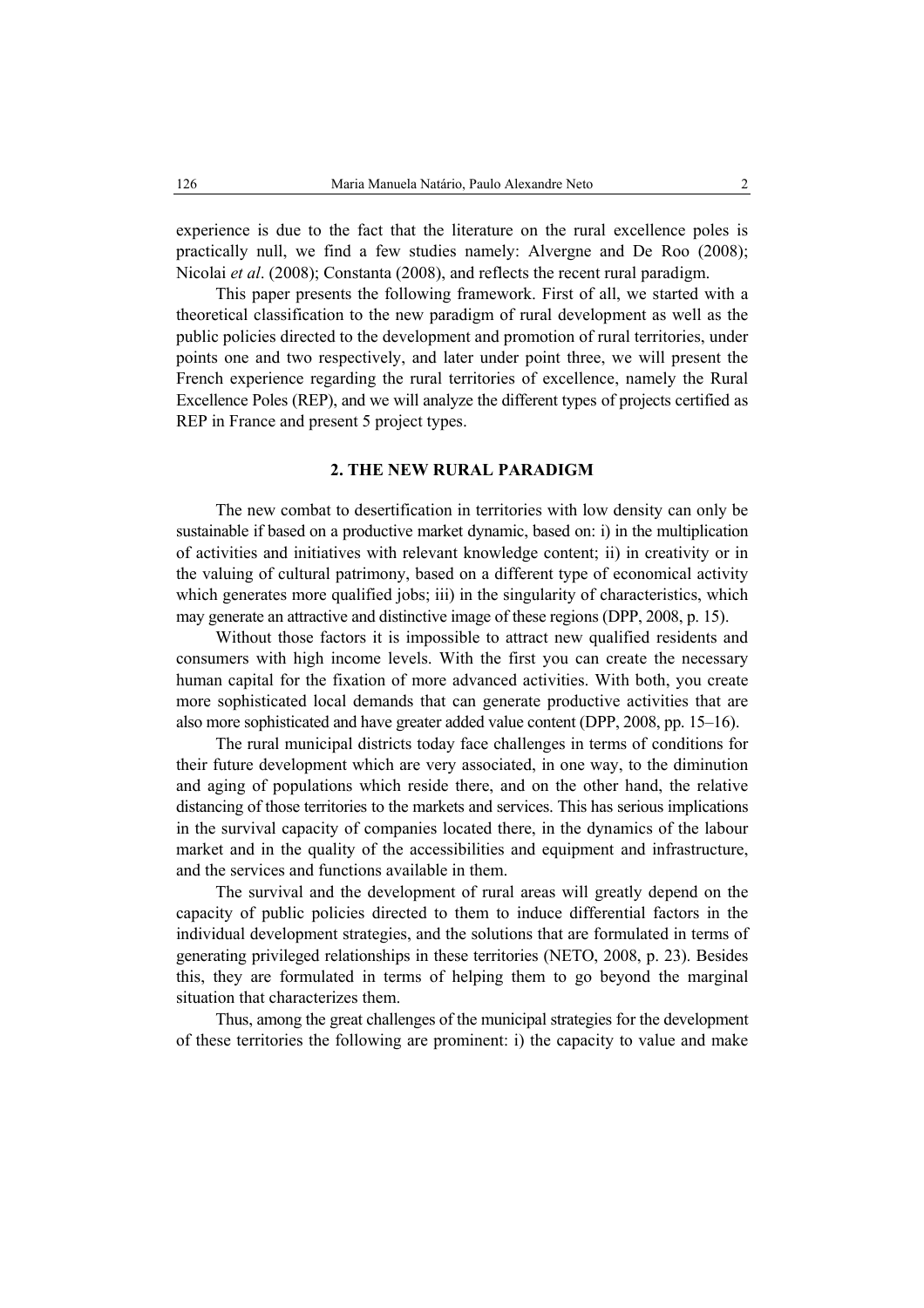experience is due to the fact that the literature on the rural excellence poles is practically null, we find a few studies namely: Alvergne and De Roo (2008); Nicolai *et al*. (2008); Constanta (2008), and reflects the recent rural paradigm.

This paper presents the following framework. First of all, we started with a theoretical classification to the new paradigm of rural development as well as the public policies directed to the development and promotion of rural territories, under points one and two respectively, and later under point three, we will present the French experience regarding the rural territories of excellence, namely the Rural Excellence Poles (REP), and we will analyze the different types of projects certified as REP in France and present 5 project types.

## 2. THE NEW RURAL PARADIGM

The new combat to desertification in territories with low density can only be sustainable if based on a productive market dynamic, based on: i) in the multiplication of activities and initiatives with relevant knowledge content; ii) in creativity or in the valuing of cultural patrimony, based on a different type of economical activity which generates more qualified jobs; iii) in the singularity of characteristics, which may generate an attractive and distinctive image of these regions (DPP, 2008, p. 15).

Without those factors it is impossible to attract new qualified residents and consumers with high income levels. With the first you can create the necessary human capital for the fixation of more advanced activities. With both, you create more sophisticated local demands that can generate productive activities that are also more sophisticated and have greater added value content (DPP, 2008, pp. 15–16).

The rural municipal districts today face challenges in terms of conditions for their future development which are very associated, in one way, to the diminution and aging of populations which reside there, and on the other hand, the relative distancing of those territories to the markets and services. This has serious implications in the survival capacity of companies located there, in the dynamics of the labour market and in the quality of the accessibilities and equipment and infrastructure, and the services and functions available in them.

The survival and the development of rural areas will greatly depend on the capacity of public policies directed to them to induce differential factors in the individual development strategies, and the solutions that are formulated in terms of generating privileged relationships in these territories (NETO, 2008, p. 23). Besides this, they are formulated in terms of helping them to go beyond the marginal situation that characterizes them.

Thus, among the great challenges of the municipal strategies for the development of these territories the following are prominent: i) the capacity to value and make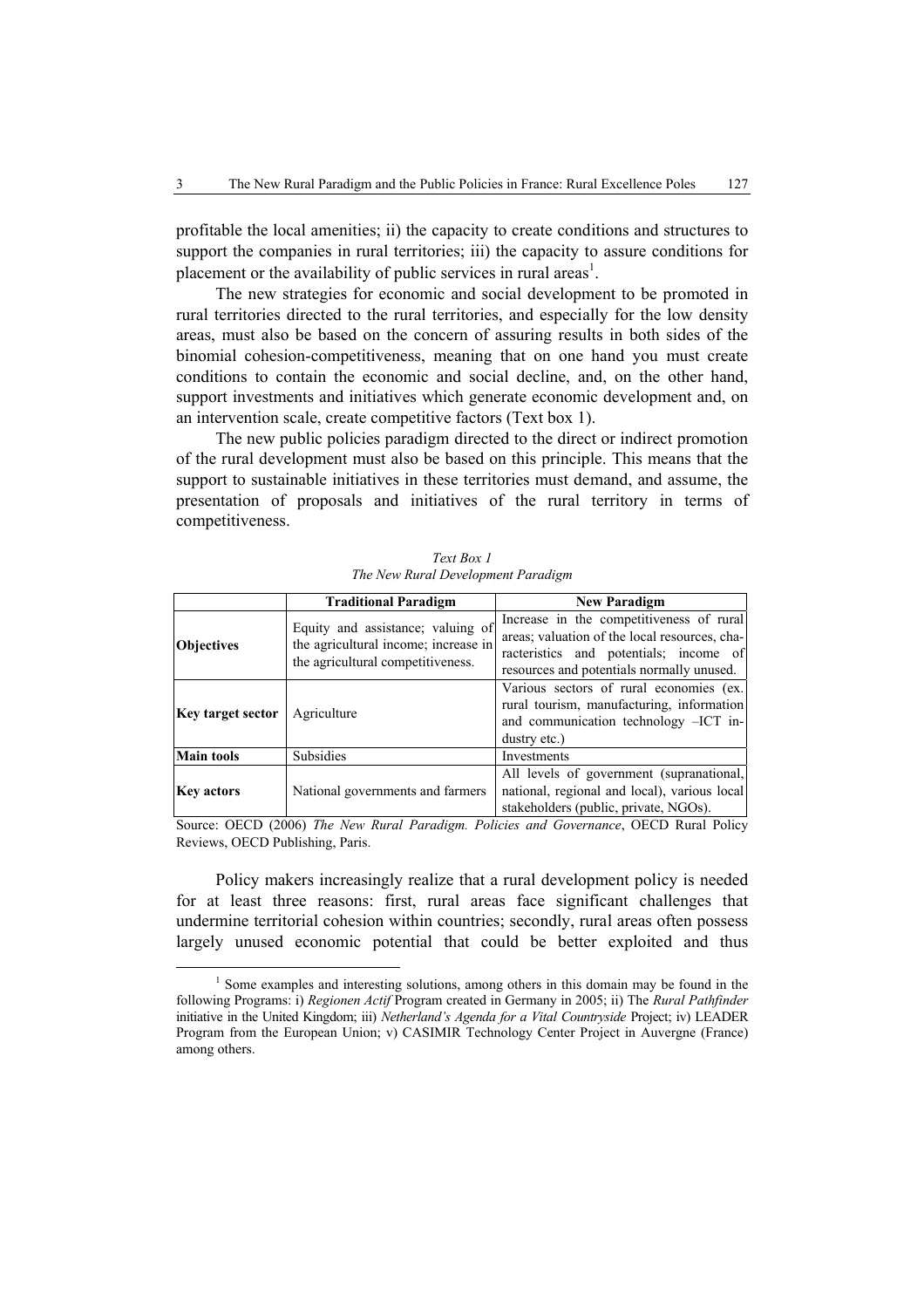profitable the local amenities; ii) the capacity to create conditions and structures to support the companies in rural territories; iii) the capacity to assure conditions for placement or the availability of public services in rural areas[1].

The new strategies for economic and social development to be promoted in rural territories directed to the rural territories, and especially for the low density areas, must also be based on the concern of assuring results in both sides of the binomial cohesion-competitiveness, meaning that on one hand you must create conditions to contain the economic and social decline, and, on the other hand, support investments and initiatives which generate economic development and, on an intervention scale, create competitive factors (Text box 1).

The new public policies paradigm directed to the direct or indirect promotion of the rural development must also be based on this principle. This means that the support to sustainable initiatives in these territories must demand, and assume, the presentation of proposals and initiatives of the rural territory in terms of competitiveness.

*Text Box 1*
*The New Rural Development Paradigm*

| | **Traditional Paradigm** | **New Paradigm** |
|---|---|---|
| **Objectives** | Equity and assistance; valuing of the agricultural income; increase in the agricultural competitiveness. | Increase in the competitiveness of rural areas; valuation of the local resources, characteristics and potentials; income of resources and potentials normally unused. |
| **Key target sector** | Agriculture | Various sectors of rural economies (ex. rural tourism, manufacturing, information and communication technology –ICT industry etc.) |
| **Main tools** | Subsidies | Investments |
| **Key actors** | National governments and farmers | All levels of government (supranational, national, regional and local), various local stakeholders (public, private, NGOs). |

Source: OECD (2006) *The New Rural Paradigm. Policies and Governance*, OECD Rural Policy Reviews, OECD Publishing, Paris.

Policy makers increasingly realize that a rural development policy is needed for at least three reasons: first, rural areas face significant challenges that undermine territorial cohesion within countries; secondly, rural areas often possess largely unused economic potential that could be better exploited and thus

[1] Some examples and interesting solutions, among others in this domain may be found in the following Programs: i) *Regionen Actif* Program created in Germany in 2005; ii) The *Rural Pathfinder* initiative in the United Kingdom; iii) *Netherland's Agenda for a Vital Countryside* Project; iv) LEADER Program from the European Union; v) CASIMIR Technology Center Project in Auvergne (France) among others.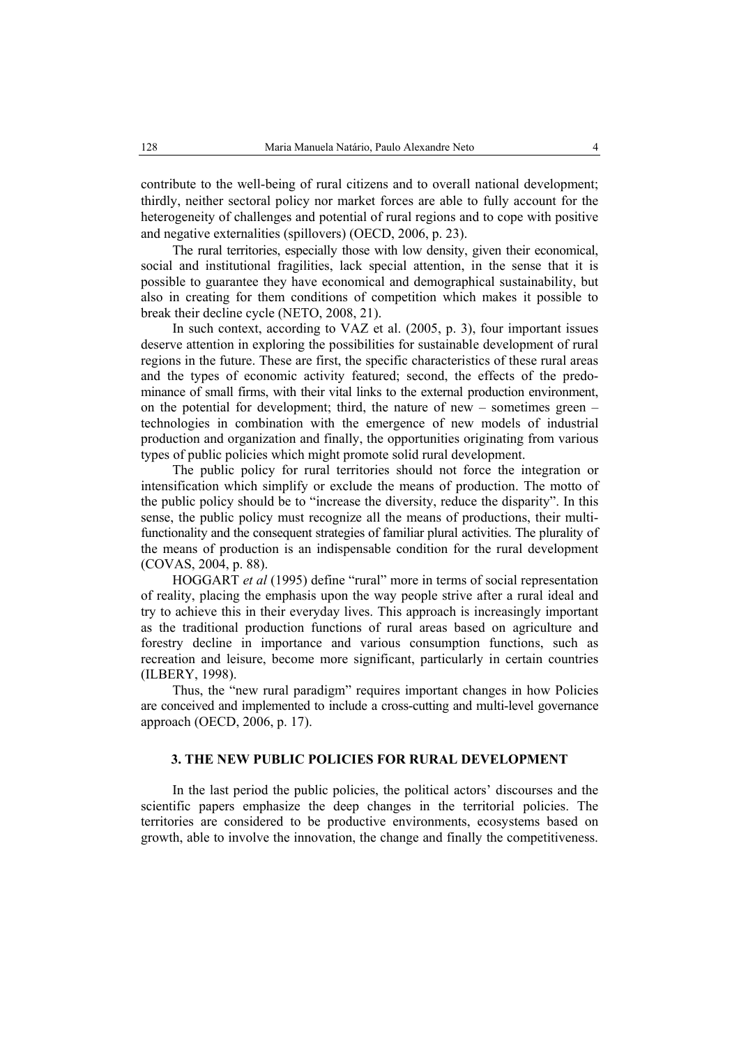contribute to the well-being of rural citizens and to overall national development; thirdly, neither sectoral policy nor market forces are able to fully account for the heterogeneity of challenges and potential of rural regions and to cope with positive and negative externalities (spillovers) (OECD, 2006, p. 23).

The rural territories, especially those with low density, given their economical, social and institutional fragilities, lack special attention, in the sense that it is possible to guarantee they have economical and demographical sustainability, but also in creating for them conditions of competition which makes it possible to break their decline cycle (NETO, 2008, 21).

In such context, according to VAZ et al. (2005, p. 3), four important issues deserve attention in exploring the possibilities for sustainable development of rural regions in the future. These are first, the specific characteristics of these rural areas and the types of economic activity featured; second, the effects of the predominance of small firms, with their vital links to the external production environment, on the potential for development; third, the nature of new – sometimes green – technologies in combination with the emergence of new models of industrial production and organization and finally, the opportunities originating from various types of public policies which might promote solid rural development.

The public policy for rural territories should not force the integration or intensification which simplify or exclude the means of production. The motto of the public policy should be to "increase the diversity, reduce the disparity". In this sense, the public policy must recognize all the means of productions, their multi-functionality and the consequent strategies of familiar plural activities. The plurality of the means of production is an indispensable condition for the rural development (COVAS, 2004, p. 88).

HOGGART *et al* (1995) define "rural" more in terms of social representation of reality, placing the emphasis upon the way people strive after a rural ideal and try to achieve this in their everyday lives. This approach is increasingly important as the traditional production functions of rural areas based on agriculture and forestry decline in importance and various consumption functions, such as recreation and leisure, become more significant, particularly in certain countries (ILBERY, 1998).

Thus, the "new rural paradigm" requires important changes in how Policies are conceived and implemented to include a cross-cutting and multi-level governance approach (OECD, 2006, p. 17).

## 3. THE NEW PUBLIC POLICIES FOR RURAL DEVELOPMENT

In the last period the public policies, the political actors' discourses and the scientific papers emphasize the deep changes in the territorial policies. The territories are considered to be productive environments, ecosystems based on growth, able to involve the innovation, the change and finally the competitiveness.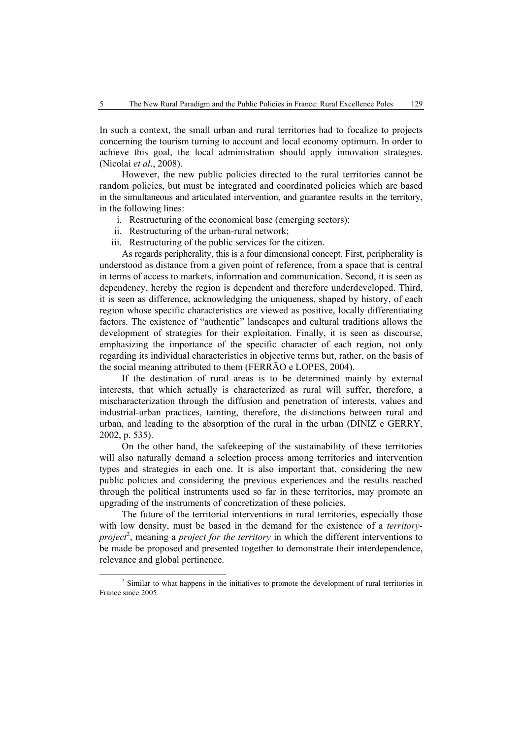In such a context, the small urban and rural territories had to focalize to projects concerning the tourism turning to account and local economy optimum. In order to achieve this goal, the local administration should apply innovation strategies. (Nicolai *et al*., 2008).

However, the new public policies directed to the rural territories cannot be random policies, but must be integrated and coordinated policies which are based in the simultaneous and articulated intervention, and guarantee results in the territory, in the following lines:

i. Restructuring of the economical base (emerging sectors);
ii. Restructuring of the urban-rural network;
iii. Restructuring of the public services for the citizen.

As regards peripherality, this is a four dimensional concept. First, peripherality is understood as distance from a given point of reference, from a space that is central in terms of access to markets, information and communication. Second, it is seen as dependency, hereby the region is dependent and therefore underdeveloped. Third, it is seen as difference, acknowledging the uniqueness, shaped by history, of each region whose specific characteristics are viewed as positive, locally differentiating factors. The existence of "authentic" landscapes and cultural traditions allows the development of strategies for their exploitation. Finally, it is seen as discourse, emphasizing the importance of the specific character of each region, not only regarding its individual characteristics in objective terms but, rather, on the basis of the social meaning attributed to them (FERRÃO e LOPES, 2004).

If the destination of rural areas is to be determined mainly by external interests, that which actually is characterized as rural will suffer, therefore, a mischaracterization through the diffusion and penetration of interests, values and industrial-urban practices, tainting, therefore, the distinctions between rural and urban, and leading to the absorption of the rural in the urban (DINIZ e GERRY, 2002, p. 535).

On the other hand, the safekeeping of the sustainability of these territories will also naturally demand a selection process among territories and intervention types and strategies in each one. It is also important that, considering the new public policies and considering the previous experiences and the results reached through the political instruments used so far in these territories, may promote an upgrading of the instruments of concretization of these policies.

The future of the territorial interventions in rural territories, especially those with low density, must be based in the demand for the existence of a *territory-project*[2], meaning a *project for the territory* in which the different interventions to be made be proposed and presented together to demonstrate their interdependence, relevance and global pertinence.

[2] Similar to what happens in the initiatives to promote the development of rural territories in France since 2005.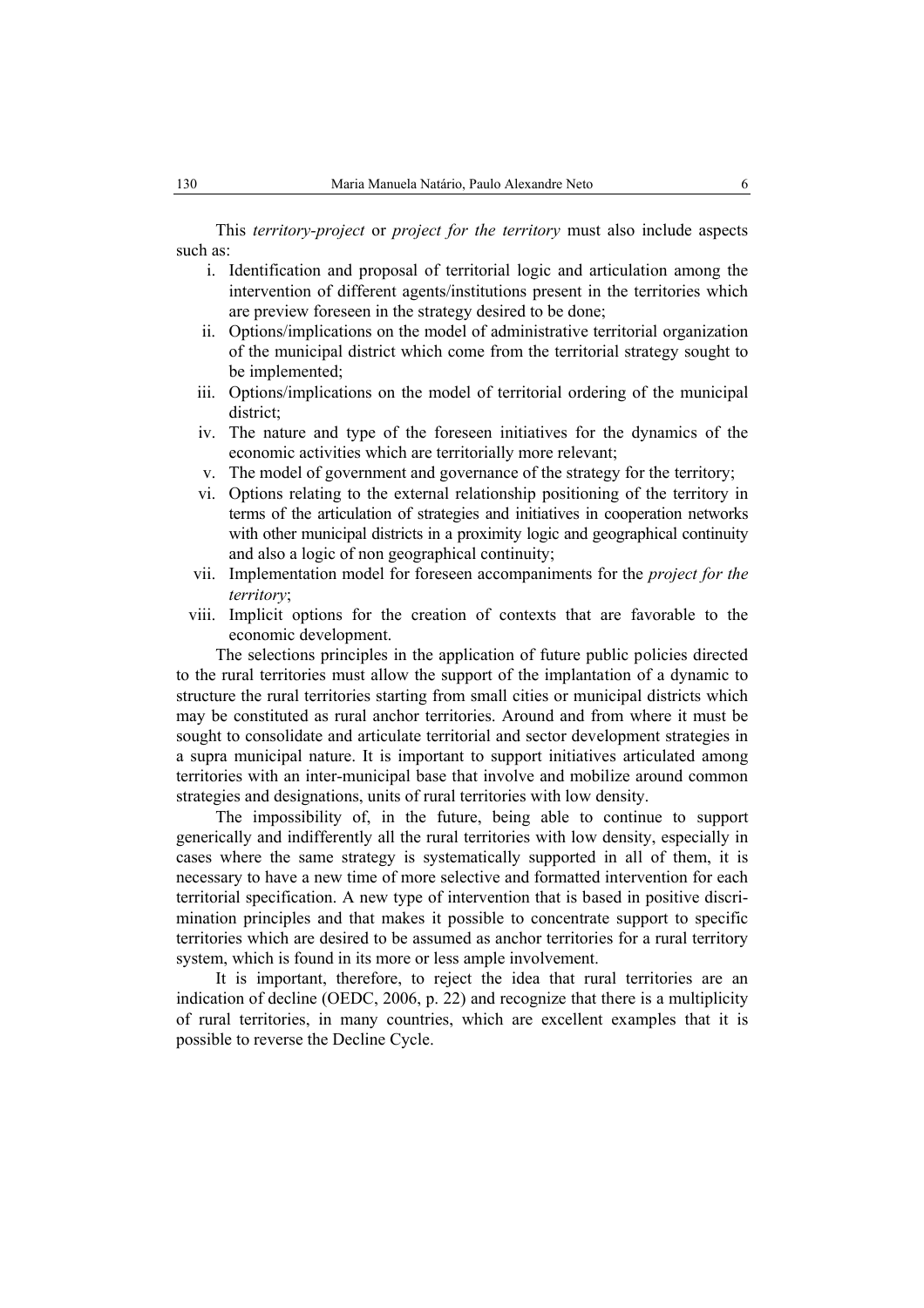This *territory-project* or *project for the territory* must also include aspects such as:

i. Identification and proposal of territorial logic and articulation among the intervention of different agents/institutions present in the territories which are preview foreseen in the strategy desired to be done;
ii. Options/implications on the model of administrative territorial organization of the municipal district which come from the territorial strategy sought to be implemented;
iii. Options/implications on the model of territorial ordering of the municipal district;
iv. The nature and type of the foreseen initiatives for the dynamics of the economic activities which are territorially more relevant;
v. The model of government and governance of the strategy for the territory;
vi. Options relating to the external relationship positioning of the territory in terms of the articulation of strategies and initiatives in cooperation networks with other municipal districts in a proximity logic and geographical continuity and also a logic of non geographical continuity;
vii. Implementation model for foreseen accompaniments for the *project for the territory*;
viii. Implicit options for the creation of contexts that are favorable to the economic development.

The selections principles in the application of future public policies directed to the rural territories must allow the support of the implantation of a dynamic to structure the rural territories starting from small cities or municipal districts which may be constituted as rural anchor territories. Around and from where it must be sought to consolidate and articulate territorial and sector development strategies in a supra municipal nature. It is important to support initiatives articulated among territories with an inter-municipal base that involve and mobilize around common strategies and designations, units of rural territories with low density.

The impossibility of, in the future, being able to continue to support generically and indifferently all the rural territories with low density, especially in cases where the same strategy is systematically supported in all of them, it is necessary to have a new time of more selective and formatted intervention for each territorial specification. A new type of intervention that is based in positive discrimination principles and that makes it possible to concentrate support to specific territories which are desired to be assumed as anchor territories for a rural territory system, which is found in its more or less ample involvement.

It is important, therefore, to reject the idea that rural territories are an indication of decline (OEDC, 2006, p. 22) and recognize that there is a multiplicity of rural territories, in many countries, which are excellent examples that it is possible to reverse the Decline Cycle.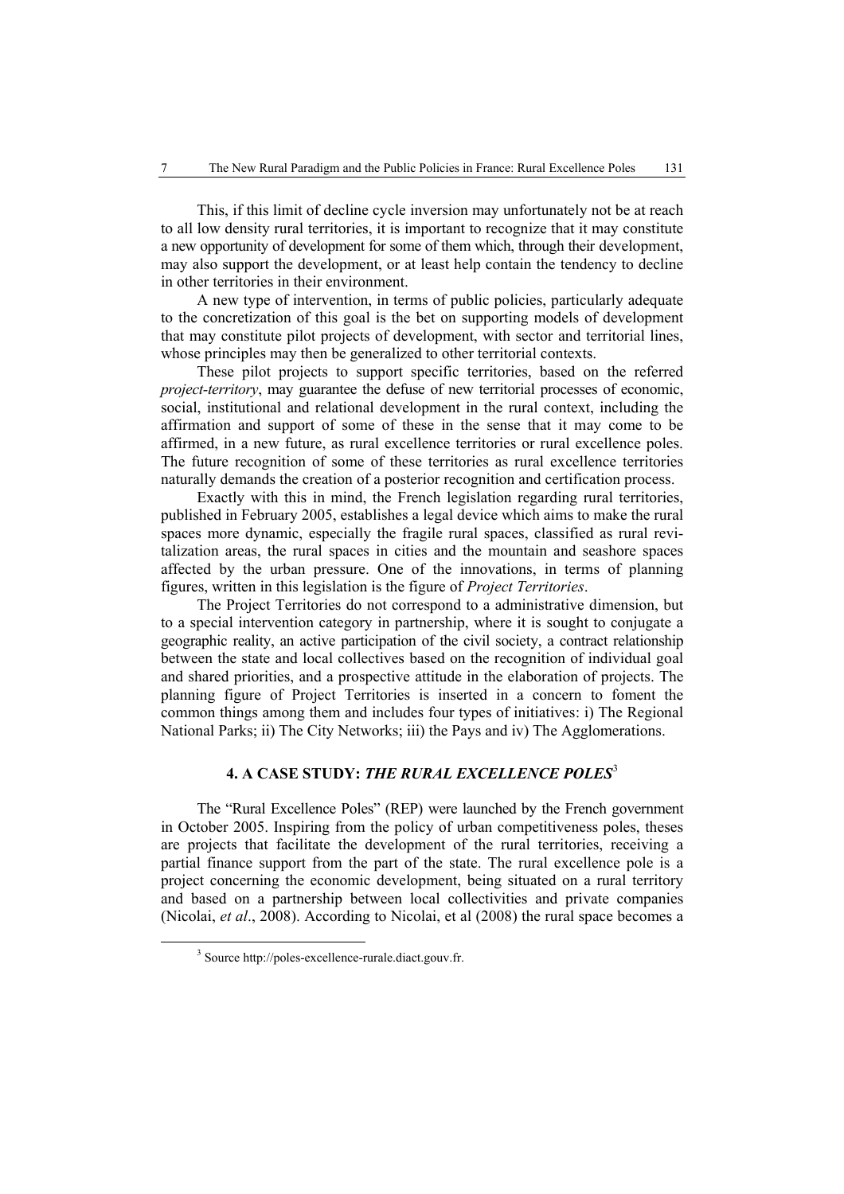This, if this limit of decline cycle inversion may unfortunately not be at reach to all low density rural territories, it is important to recognize that it may constitute a new opportunity of development for some of them which, through their development, may also support the development, or at least help contain the tendency to decline in other territories in their environment.

A new type of intervention, in terms of public policies, particularly adequate to the concretization of this goal is the bet on supporting models of development that may constitute pilot projects of development, with sector and territorial lines, whose principles may then be generalized to other territorial contexts.

These pilot projects to support specific territories, based on the referred *project-territory*, may guarantee the defuse of new territorial processes of economic, social, institutional and relational development in the rural context, including the affirmation and support of some of these in the sense that it may come to be affirmed, in a new future, as rural excellence territories or rural excellence poles. The future recognition of some of these territories as rural excellence territories naturally demands the creation of a posterior recognition and certification process.

Exactly with this in mind, the French legislation regarding rural territories, published in February 2005, establishes a legal device which aims to make the rural spaces more dynamic, especially the fragile rural spaces, classified as rural revitalization areas, the rural spaces in cities and the mountain and seashore spaces affected by the urban pressure. One of the innovations, in terms of planning figures, written in this legislation is the figure of *Project Territories*.

The Project Territories do not correspond to a administrative dimension, but to a special intervention category in partnership, where it is sought to conjugate a geographic reality, an active participation of the civil society, a contract relationship between the state and local collectives based on the recognition of individual goal and shared priorities, and a prospective attitude in the elaboration of projects. The planning figure of Project Territories is inserted in a concern to foment the common things among them and includes four types of initiatives: i) The Regional National Parks; ii) The City Networks; iii) the Pays and iv) The Agglomerations.

## 4. A CASE STUDY: *THE RURAL EXCELLENCE POLES*[3]

The "Rural Excellence Poles" (REP) were launched by the French government in October 2005. Inspiring from the policy of urban competitiveness poles, theses are projects that facilitate the development of the rural territories, receiving a partial finance support from the part of the state. The rural excellence pole is a project concerning the economic development, being situated on a rural territory and based on a partnership between local collectivities and private companies (Nicolai, *et al*., 2008). According to Nicolai, et al (2008) the rural space becomes a

[3] Source http://poles-excellence-rurale.diact.gouv.fr.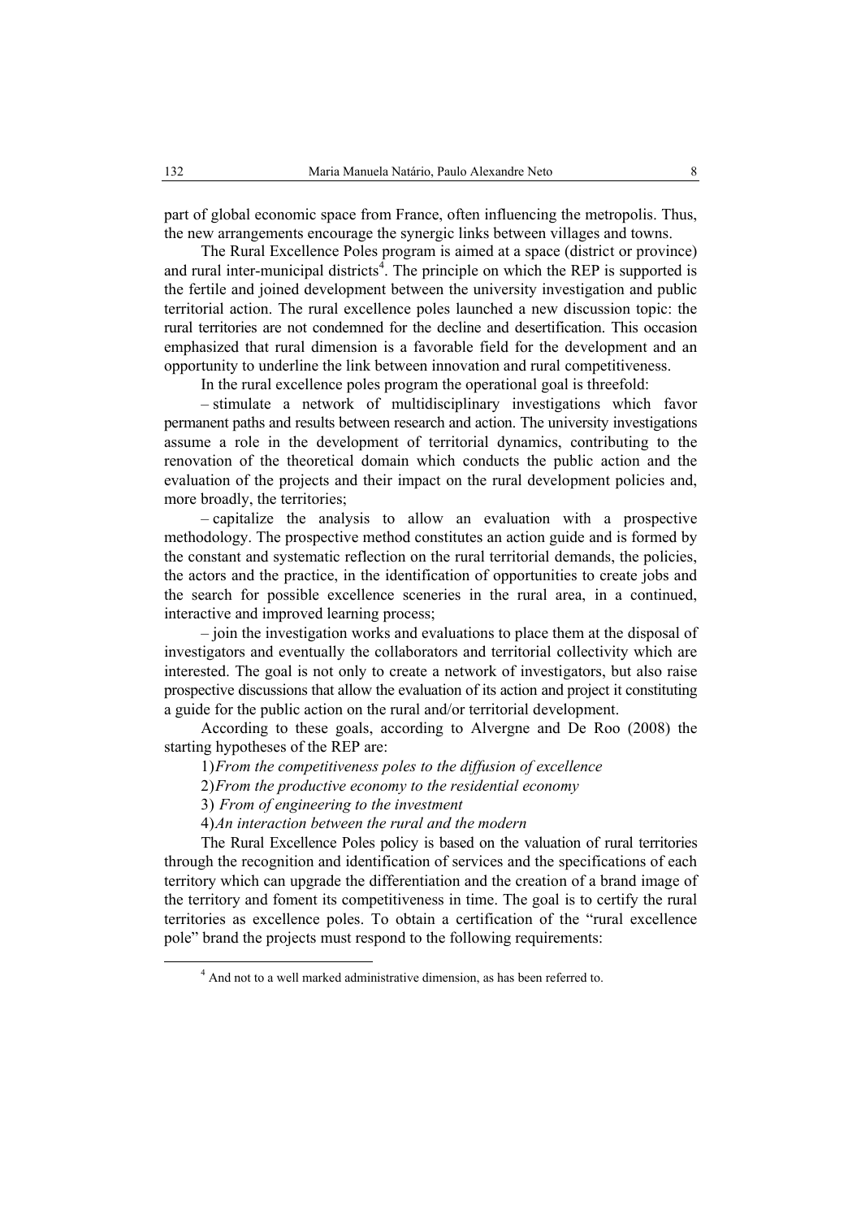part of global economic space from France, often influencing the metropolis. Thus, the new arrangements encourage the synergic links between villages and towns.

The Rural Excellence Poles program is aimed at a space (district or province) and rural inter-municipal districts[4]. The principle on which the REP is supported is the fertile and joined development between the university investigation and public territorial action. The rural excellence poles launched a new discussion topic: the rural territories are not condemned for the decline and desertification. This occasion emphasized that rural dimension is a favorable field for the development and an opportunity to underline the link between innovation and rural competitiveness.

In the rural excellence poles program the operational goal is threefold:

– stimulate a network of multidisciplinary investigations which favor permanent paths and results between research and action. The university investigations assume a role in the development of territorial dynamics, contributing to the renovation of the theoretical domain which conducts the public action and the evaluation of the projects and their impact on the rural development policies and, more broadly, the territories;

– capitalize the analysis to allow an evaluation with a prospective methodology. The prospective method constitutes an action guide and is formed by the constant and systematic reflection on the rural territorial demands, the policies, the actors and the practice, in the identification of opportunities to create jobs and the search for possible excellence sceneries in the rural area, in a continued, interactive and improved learning process;

– join the investigation works and evaluations to place them at the disposal of investigators and eventually the collaborators and territorial collectivity which are interested. The goal is not only to create a network of investigators, but also raise prospective discussions that allow the evaluation of its action and project it constituting a guide for the public action on the rural and/or territorial development.

According to these goals, according to Alvergne and De Roo (2008) the starting hypotheses of the REP are:

1) *From the competitiveness poles to the diffusion of excellence*

2) *From the productive economy to the residential economy*

3) *From of engineering to the investment*

4) *An interaction between the rural and the modern*

The Rural Excellence Poles policy is based on the valuation of rural territories through the recognition and identification of services and the specifications of each territory which can upgrade the differentiation and the creation of a brand image of the territory and foment its competitiveness in time. The goal is to certify the rural territories as excellence poles. To obtain a certification of the "rural excellence pole" brand the projects must respond to the following requirements:

[4] And not to a well marked administrative dimension, as has been referred to.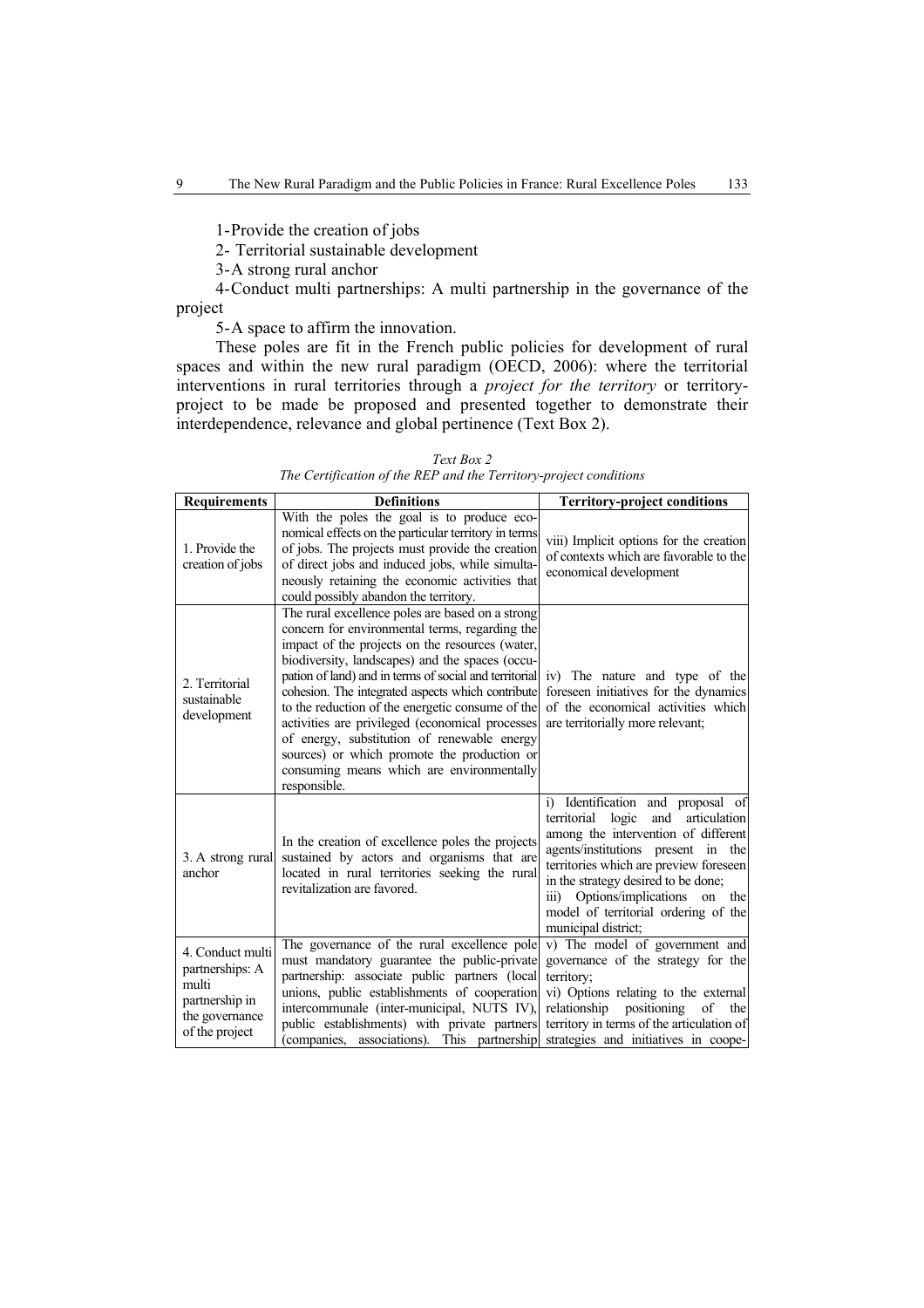1-Provide the creation of jobs

2- Territorial sustainable development

3-A strong rural anchor

4-Conduct multi partnerships: A multi partnership in the governance of the project

5-A space to affirm the innovation.

These poles are fit in the French public policies for development of rural spaces and within the new rural paradigm (OECD, 2006): where the territorial interventions in rural territories through a *project for the territory* or territory-project to be made be proposed and presented together to demonstrate their interdependence, relevance and global pertinence (Text Box 2).

*Text Box 2*
*The Certification of the REP and the Territory-project conditions*

| Requirements | Definitions | Territory-project conditions |
|---|---|---|
| 1. Provide the creation of jobs | With the poles the goal is to produce economical effects on the particular territory in terms of jobs. The projects must provide the creation of direct jobs and induced jobs, while simultaneously retaining the economic activities that could possibly abandon the territory. | viii) Implicit options for the creation of contexts which are favorable to the economical development |
| 2. Territorial sustainable development | The rural excellence poles are based on a strong concern for environmental terms, regarding the impact of the projects on the resources (water, biodiversity, landscapes) and the spaces (occupation of land) and in terms of social and territorial cohesion. The integrated aspects which contribute to the reduction of the energetic consume of the activities are privileged (economical processes of energy, substitution of renewable energy sources) or which promote the production or consuming means which are environmentally responsible. | iv) The nature and type of the foreseen initiatives for the dynamics of the economical activities which are territorially more relevant; |
| 3. A strong rural anchor | In the creation of excellence poles the projects sustained by actors and organisms that are located in rural territories seeking the rural revitalization are favored. | i) Identification and proposal of territorial logic and articulation among the intervention of different agents/institutions present in the territories which are preview foreseen in the strategy desired to be done;<br>iii) Options/implications on the model of territorial ordering of the municipal district; |
| 4. Conduct multi partnerships: A multi partnership in the governance of the project | The governance of the rural excellence pole must mandatory guarantee the public-private partnership: associate public partners (local unions, public establishments of cooperation intercommunale (inter-municipal, NUTS IV), public establishments) with private partners (companies, associations). This partnership | v) The model of government and governance of the strategy for the territory;<br>vi) Options relating to the external relationship positioning of the territory in terms of the articulation of strategies and initiatives in coope- |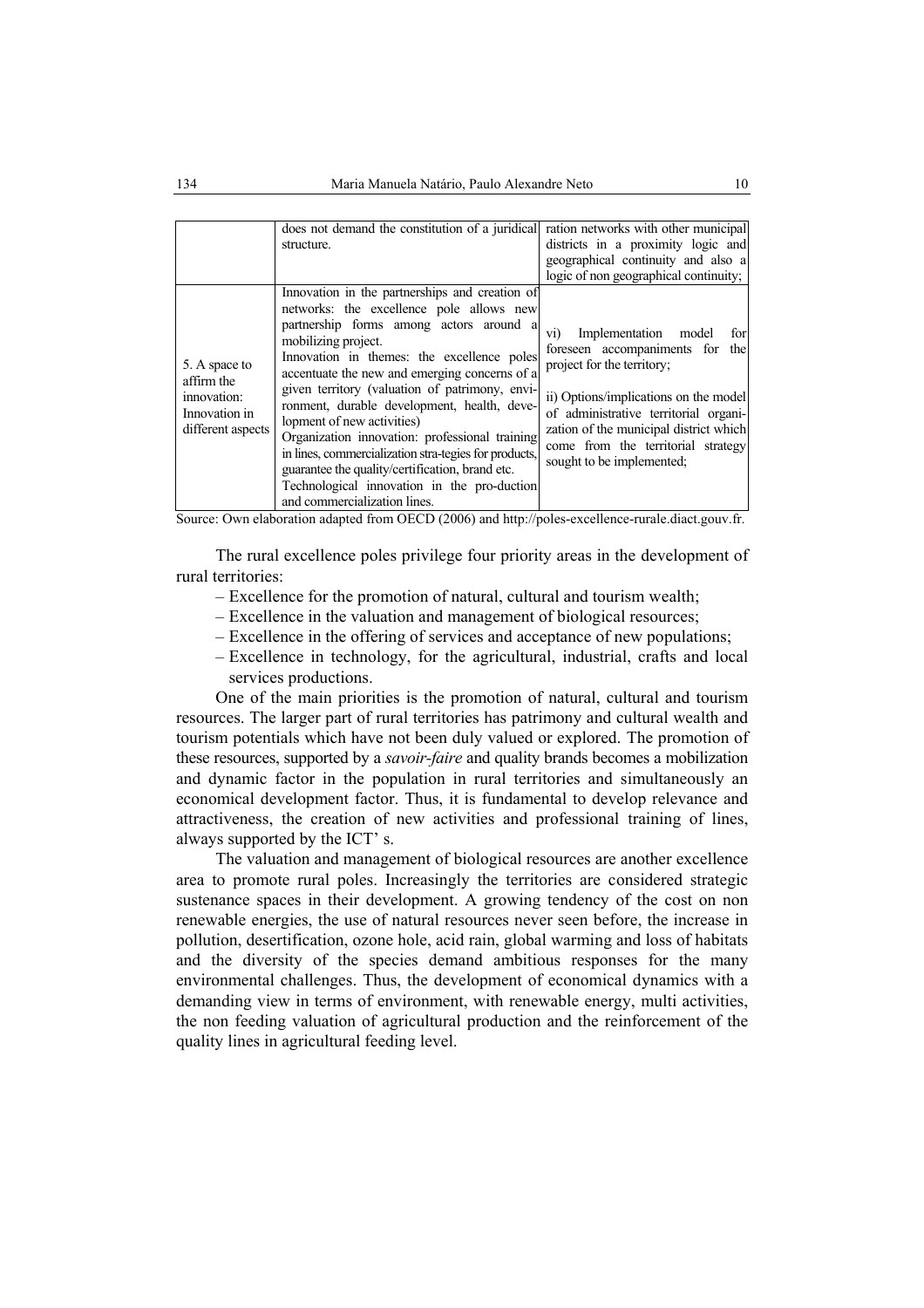| | | |
|---|---|---|
| | does not demand the constitution of a juridical structure. | ration networks with other municipal districts in a proximity logic and geographical continuity and also a logic of non geographical continuity; |
| 5. A space to affirm the innovation: Innovation in different aspects | Innovation in the partnerships and creation of networks: the excellence pole allows new partnership forms among actors around a mobilizing project. Innovation in themes: the excellence poles accentuate the new and emerging concerns of a given territory (valuation of patrimony, environment, durable development, health, development of new activities) Organization innovation: professional training in lines, commercialization stra-tegies for products, guarantee the quality/certification, brand etc. Technological innovation in the pro-duction and commercialization lines. | vi) Implementation model for foreseen accompaniments for the project for the territory; ii) Options/implications on the model of administrative territorial organization of the municipal district which come from the territorial strategy sought to be implemented; |

Source: Own elaboration adapted from OECD (2006) and http://poles-excellence-rurale.diact.gouv.fr.

The rural excellence poles privilege four priority areas in the development of rural territories:

- Excellence for the promotion of natural, cultural and tourism wealth;
- Excellence in the valuation and management of biological resources;
- Excellence in the offering of services and acceptance of new populations;
- Excellence in technology, for the agricultural, industrial, crafts and local services productions.

One of the main priorities is the promotion of natural, cultural and tourism resources. The larger part of rural territories has patrimony and cultural wealth and tourism potentials which have not been duly valued or explored. The promotion of these resources, supported by a *savoir-faire* and quality brands becomes a mobilization and dynamic factor in the population in rural territories and simultaneously an economical development factor. Thus, it is fundamental to develop relevance and attractiveness, the creation of new activities and professional training of lines, always supported by the ICT' s.

The valuation and management of biological resources are another excellence area to promote rural poles. Increasingly the territories are considered strategic sustenance spaces in their development. A growing tendency of the cost on non renewable energies, the use of natural resources never seen before, the increase in pollution, desertification, ozone hole, acid rain, global warming and loss of habitats and the diversity of the species demand ambitious responses for the many environmental challenges. Thus, the development of economical dynamics with a demanding view in terms of environment, with renewable energy, multi activities, the non feeding valuation of agricultural production and the reinforcement of the quality lines in agricultural feeding level.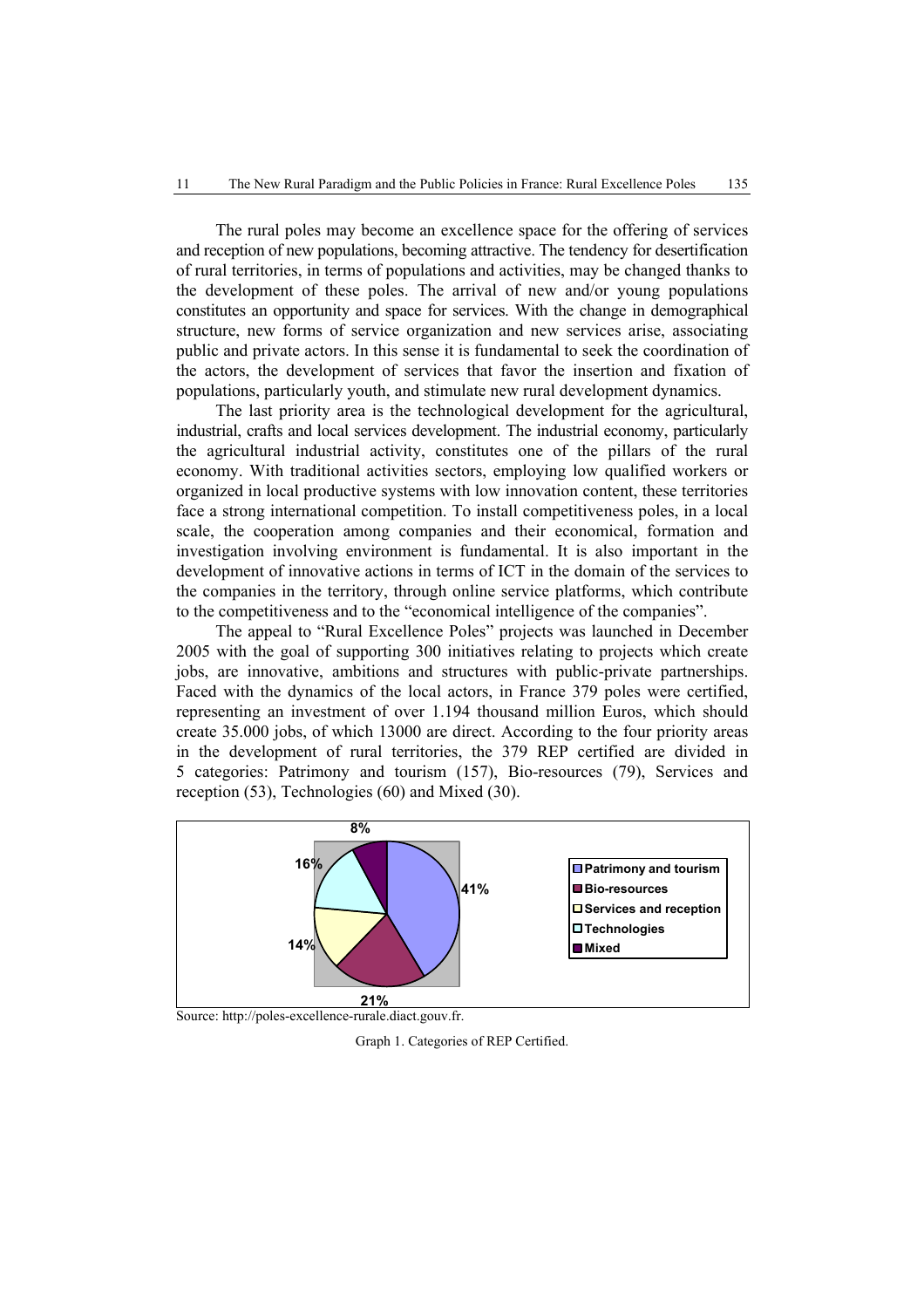The rural poles may become an excellence space for the offering of services and reception of new populations, becoming attractive. The tendency for desertification of rural territories, in terms of populations and activities, may be changed thanks to the development of these poles. The arrival of new and/or young populations constitutes an opportunity and space for services. With the change in demographical structure, new forms of service organization and new services arise, associating public and private actors. In this sense it is fundamental to seek the coordination of the actors, the development of services that favor the insertion and fixation of populations, particularly youth, and stimulate new rural development dynamics.

The last priority area is the technological development for the agricultural, industrial, crafts and local services development. The industrial economy, particularly the agricultural industrial activity, constitutes one of the pillars of the rural economy. With traditional activities sectors, employing low qualified workers or organized in local productive systems with low innovation content, these territories face a strong international competition. To install competitiveness poles, in a local scale, the cooperation among companies and their economical, formation and investigation involving environment is fundamental. It is also important in the development of innovative actions in terms of ICT in the domain of the services to the companies in the territory, through online service platforms, which contribute to the competitiveness and to the "economical intelligence of the companies".

The appeal to "Rural Excellence Poles" projects was launched in December 2005 with the goal of supporting 300 initiatives relating to projects which create jobs, are innovative, ambitions and structures with public-private partnerships. Faced with the dynamics of the local actors, in France 379 poles were certified, representing an investment of over 1.194 thousand million Euros, which should create 35.000 jobs, of which 13000 are direct. According to the four priority areas in the development of rural territories, the 379 REP certified are divided in 5 categories: Patrimony and tourism (157), Bio-resources (79), Services and reception (53), Technologies (60) and Mixed (30).

| Category | Share |
|---|---|
| Patrimony and tourism | 41% |
| Bio-resources | 21% |
| Services and reception | 14% |
| Technologies | 16% |
| Mixed | 8% |

Source: http://poles-excellence-rurale.diact.gouv.fr.

Graph 1. Categories of REP Certified.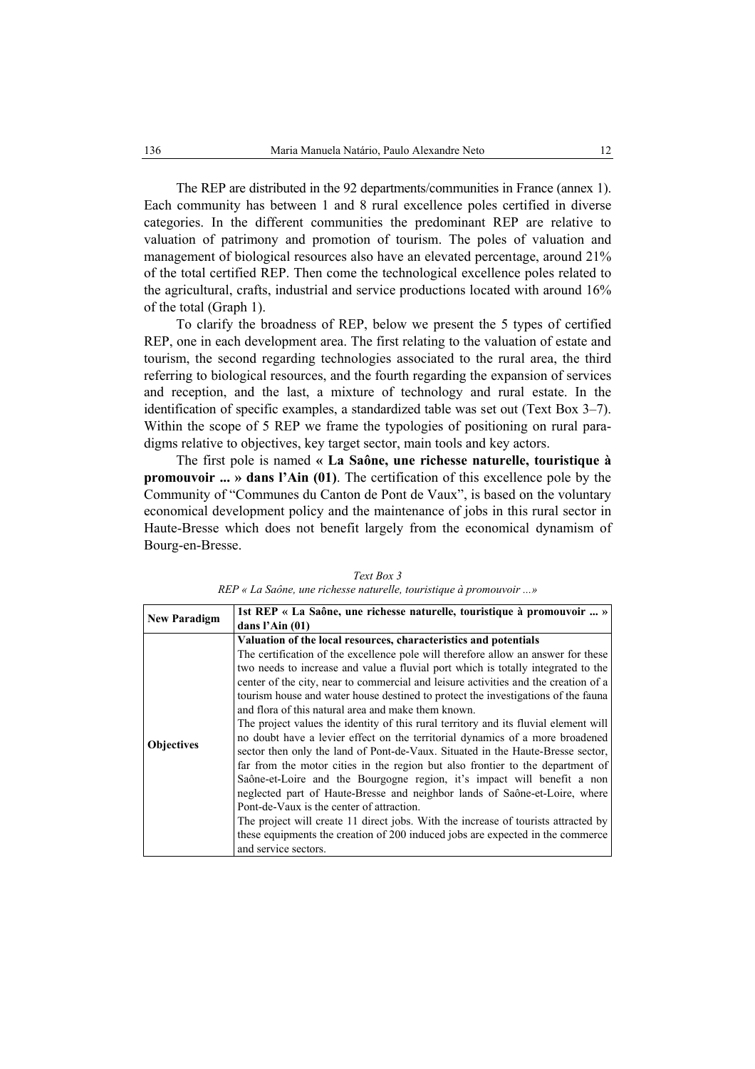The REP are distributed in the 92 departments/communities in France (annex 1). Each community has between 1 and 8 rural excellence poles certified in diverse categories. In the different communities the predominant REP are relative to valuation of patrimony and promotion of tourism. The poles of valuation and management of biological resources also have an elevated percentage, around 21% of the total certified REP. Then come the technological excellence poles related to the agricultural, crafts, industrial and service productions located with around 16% of the total (Graph 1).

To clarify the broadness of REP, below we present the 5 types of certified REP, one in each development area. The first relating to the valuation of estate and tourism, the second regarding technologies associated to the rural area, the third referring to biological resources, and the fourth regarding the expansion of services and reception, and the last, a mixture of technology and rural estate. In the identification of specific examples, a standardized table was set out (Text Box 3–7). Within the scope of 5 REP we frame the typologies of positioning on rural paradigms relative to objectives, key target sector, main tools and key actors.

The first pole is named **« La Saône, une richesse naturelle, touristique à promouvoir ... » dans l'Ain (01)**. The certification of this excellence pole by the Community of "Communes du Canton de Pont de Vaux", is based on the voluntary economical development policy and the maintenance of jobs in this rural sector in Haute-Bresse which does not benefit largely from the economical dynamism of Bourg-en-Bresse.

*Text Box 3*

*REP « La Saône, une richesse naturelle, touristique à promouvoir ...»*

| **New Paradigm** | **1st REP « La Saône, une richesse naturelle, touristique à promouvoir ... » dans l'Ain (01)** |
|---|---|
| **Objectives** | **Valuation of the local resources, characteristics and potentials**<br>The certification of the excellence pole will therefore allow an answer for these two needs to increase and value a fluvial port which is totally integrated to the center of the city, near to commercial and leisure activities and the creation of a tourism house and water house destined to protect the investigations of the fauna and flora of this natural area and make them known.<br>The project values the identity of this rural territory and its fluvial element will no doubt have a levier effect on the territorial dynamics of a more broadened sector then only the land of Pont-de-Vaux. Situated in the Haute-Bresse sector, far from the motor cities in the region but also frontier to the department of Saône-et-Loire and the Bourgogne region, it's impact will benefit a non neglected part of Haute-Bresse and neighbor lands of Saône-et-Loire, where Pont-de-Vaux is the center of attraction.<br>The project will create 11 direct jobs. With the increase of tourists attracted by these equipments the creation of 200 induced jobs are expected in the commerce and service sectors. |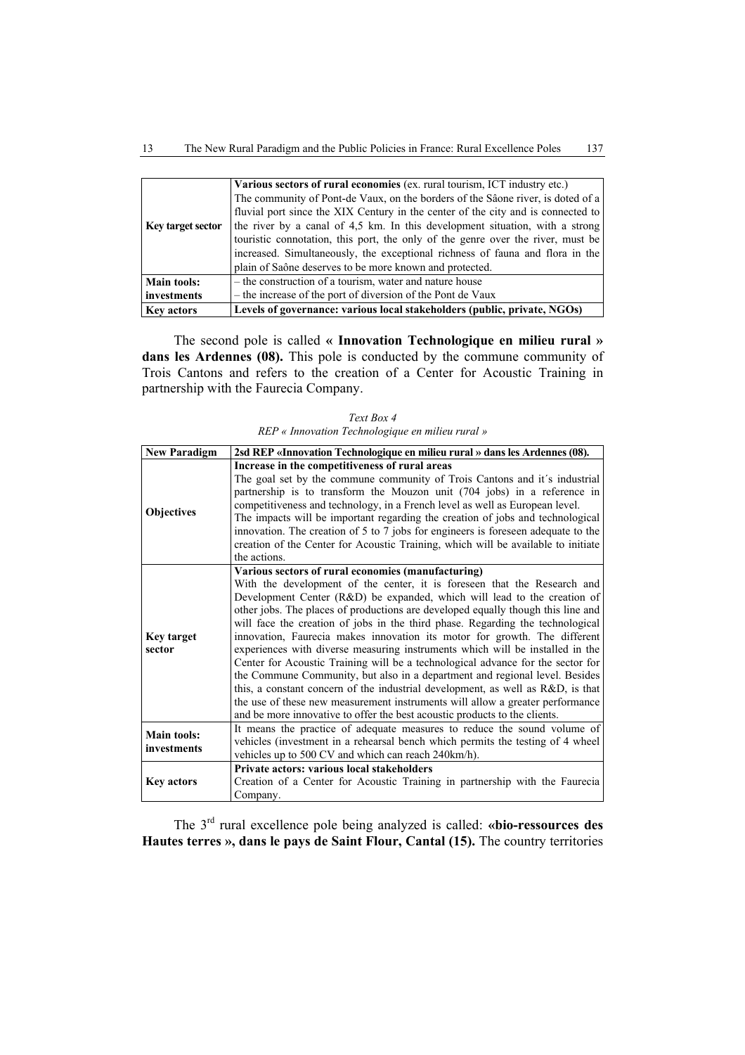| | |
|---|---|
| **Key target sector** | **Various sectors of rural economies** (ex. rural tourism, ICT industry etc.) The community of Pont-de Vaux, on the borders of the Sâone river, is doted of a fluvial port since the XIX Century in the center of the city and is connected to the river by a canal of 4,5 km. In this development situation, with a strong touristic connotation, this port, the only of the genre over the river, must be increased. Simultaneously, the exceptional richness of fauna and flora in the plain of Saône deserves to be more known and protected. |
| **Main tools: investments** | – the construction of a tourism, water and nature house<br>– the increase of the port of diversion of the Pont de Vaux |
| **Key actors** | **Levels of governance: various local stakeholders (public, private, NGOs)** |

The second pole is called **« Innovation Technologique en milieu rural » dans les Ardennes (08).** This pole is conducted by the commune community of Trois Cantons and refers to the creation of a Center for Acoustic Training in partnership with the Faurecia Company.

*Text Box 4*

*REP « Innovation Technologique en milieu rural »*

| **New Paradigm** | **2sd REP «Innovation Technologique en milieu rural » dans les Ardennes (08).** |
|---|---|
| **Objectives** | **Increase in the competitiveness of rural areas**<br>The goal set by the commune community of Trois Cantons and it´s industrial partnership is to transform the Mouzon unit (704 jobs) in a reference in competitiveness and technology, in a French level as well as European level. The impacts will be important regarding the creation of jobs and technological innovation. The creation of 5 to 7 jobs for engineers is foreseen adequate to the creation of the Center for Acoustic Training, which will be available to initiate the actions. |
| **Key target sector** | **Various sectors of rural economies (manufacturing)**<br>With the development of the center, it is foreseen that the Research and Development Center (R&D) be expanded, which will lead to the creation of other jobs. The places of productions are developed equally though this line and will face the creation of jobs in the third phase. Regarding the technological innovation, Faurecia makes innovation its motor for growth. The different experiences with diverse measuring instruments which will be installed in the Center for Acoustic Training will be a technological advance for the sector for the Commune Community, but also in a department and regional level. Besides this, a constant concern of the industrial development, as well as R&D, is that the use of these new measurement instruments will allow a greater performance and be more innovative to offer the best acoustic products to the clients. |
| **Main tools: investments** | It means the practice of adequate measures to reduce the sound volume of vehicles (investment in a rehearsal bench which permits the testing of 4 wheel vehicles up to 500 CV and which can reach 240km/h). |
| **Key actors** | **Private actors: various local stakeholders**<br>Creation of a Center for Acoustic Training in partnership with the Faurecia Company. |

The 3rd rural excellence pole being analyzed is called: **«bio-ressources des Hautes terres », dans le pays de Saint Flour, Cantal (15).** The country territories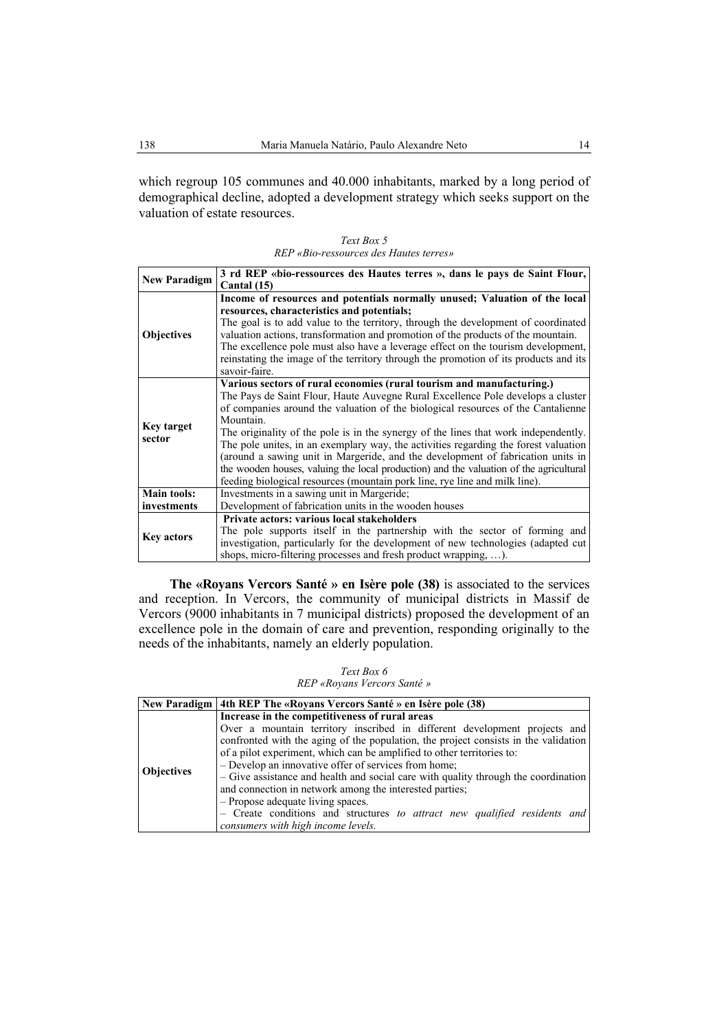which regroup 105 communes and 40.000 inhabitants, marked by a long period of demographical decline, adopted a development strategy which seeks support on the valuation of estate resources.

*Text Box 5*
*REP «Bio-ressources des Hautes terres»*

| New Paradigm | 3 rd REP «bio-ressources des Hautes terres », dans le pays de Saint Flour, Cantal (15) |
|---|---|
| Objectives | **Income of resources and potentials normally unused; Valuation of the local resources, characteristics and potentials;** The goal is to add value to the territory, through the development of coordinated valuation actions, transformation and promotion of the products of the mountain. The excellence pole must also have a leverage effect on the tourism development, reinstating the image of the territory through the promotion of its products and its savoir-faire. |
| Key target sector | **Various sectors of rural economies (rural tourism and manufacturing.)** The Pays de Saint Flour, Haute Auvegne Rural Excellence Pole develops a cluster of companies around the valuation of the biological resources of the Cantalienne Mountain. The originality of the pole is in the synergy of the lines that work independently. The pole unites, in an exemplary way, the activities regarding the forest valuation (around a sawing unit in Margeride, and the development of fabrication units in the wooden houses, valuing the local production) and the valuation of the agricultural feeding biological resources (mountain pork line, rye line and milk line). |
| Main tools: investments | Investments in a sawing unit in Margeride; Development of fabrication units in the wooden houses |
| Key actors | **Private actors: various local stakeholders** The pole supports itself in the partnership with the sector of forming and investigation, particularly for the development of new technologies (adapted cut shops, micro-filtering processes and fresh product wrapping, …). |

**The «Royans Vercors Santé » en Isère pole (38)** is associated to the services and reception. In Vercors, the community of municipal districts in Massif de Vercors (9000 inhabitants in 7 municipal districts) proposed the development of an excellence pole in the domain of care and prevention, responding originally to the needs of the inhabitants, namely an elderly population.

*Text Box 6*
*REP «Royans Vercors Santé »*

| New Paradigm | 4th REP The «Royans Vercors Santé » en Isère pole (38) |
|---|---|
| Objectives | **Increase in the competitiveness of rural areas** Over a mountain territory inscribed in different development projects and confronted with the aging of the population, the project consists in the validation of a pilot experiment, which can be amplified to other territories to: – Develop an innovative offer of services from home; – Give assistance and health and social care with quality through the coordination and connection in network among the interested parties; – Propose adequate living spaces. – Create conditions and structures *to attract new qualified residents and consumers with high income levels.* |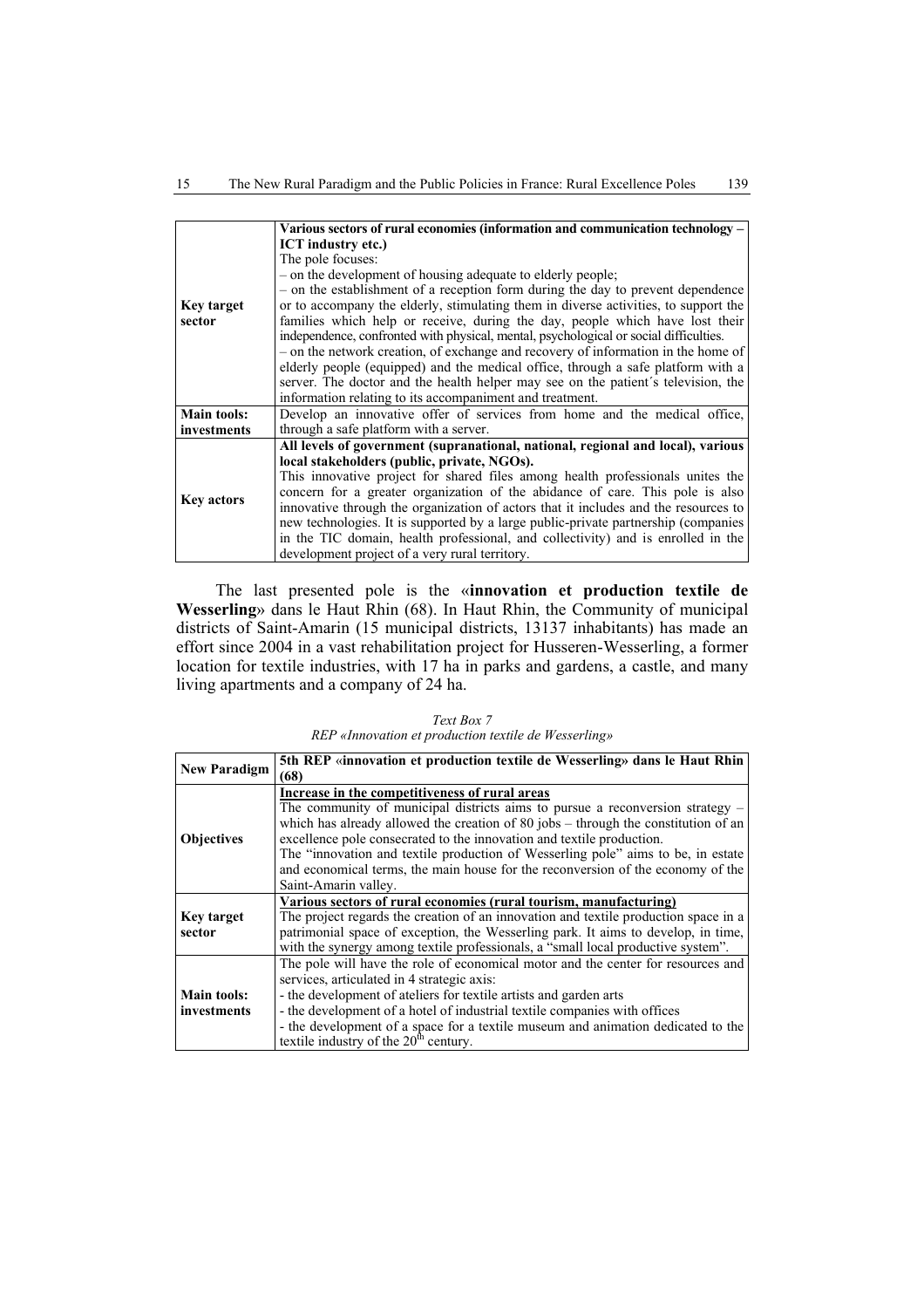| | |
|---|---|
| **Key target sector** | **Various sectors of rural economies (information and communication technology – ICT industry etc.)**<br>The pole focuses:<br>– on the development of housing adequate to elderly people;<br>– on the establishment of a reception form during the day to prevent dependence or to accompany the elderly, stimulating them in diverse activities, to support the families which help or receive, during the day, people which have lost their independence, confronted with physical, mental, psychological or social difficulties.<br>– on the network creation, of exchange and recovery of information in the home of elderly people (equipped) and the medical office, through a safe platform with a server. The doctor and the health helper may see on the patient´s television, the information relating to its accompaniment and treatment. |
| **Main tools: investments** | Develop an innovative offer of services from home and the medical office, through a safe platform with a server. |
| **Key actors** | **All levels of government (supranational, national, regional and local), various local stakeholders (public, private, NGOs).**<br>This innovative project for shared files among health professionals unites the concern for a greater organization of the abidance of care. This pole is also innovative through the organization of actors that it includes and the resources to new technologies. It is supported by a large public-private partnership (companies in the TIC domain, health professional, and collectivity) and is enrolled in the development project of a very rural territory. |

The last presented pole is the «**innovation et production textile de Wesserling**» dans le Haut Rhin (68). In Haut Rhin, the Community of municipal districts of Saint-Amarin (15 municipal districts, 13137 inhabitants) has made an effort since 2004 in a vast rehabilitation project for Husseren-Wesserling, a former location for textile industries, with 17 ha in parks and gardens, a castle, and many living apartments and a company of 24 ha.

*Text Box 7*
*REP «Innovation et production textile de Wesserling»*

| **New Paradigm** | **5th REP «innovation et production textile de Wesserling» dans le Haut Rhin (68)** |
|---|---|
| **Objectives** | **Increase in the competitiveness of rural areas**<br>The community of municipal districts aims to pursue a reconversion strategy – which has already allowed the creation of 80 jobs – through the constitution of an excellence pole consecrated to the innovation and textile production.<br>The "innovation and textile production of Wesserling pole" aims to be, in estate and economical terms, the main house for the reconversion of the economy of the Saint-Amarin valley. |
| **Key target sector** | **Various sectors of rural economies (rural tourism, manufacturing)**<br>The project regards the creation of an innovation and textile production space in a patrimonial space of exception, the Wesserling park. It aims to develop, in time, with the synergy among textile professionals, a "small local productive system". |
| **Main tools: investments** | The pole will have the role of economical motor and the center for resources and services, articulated in 4 strategic axis:<br>- the development of ateliers for textile artists and garden arts<br>- the development of a hotel of industrial textile companies with offices<br>- the development of a space for a textile museum and animation dedicated to the textile industry of the 20th century. |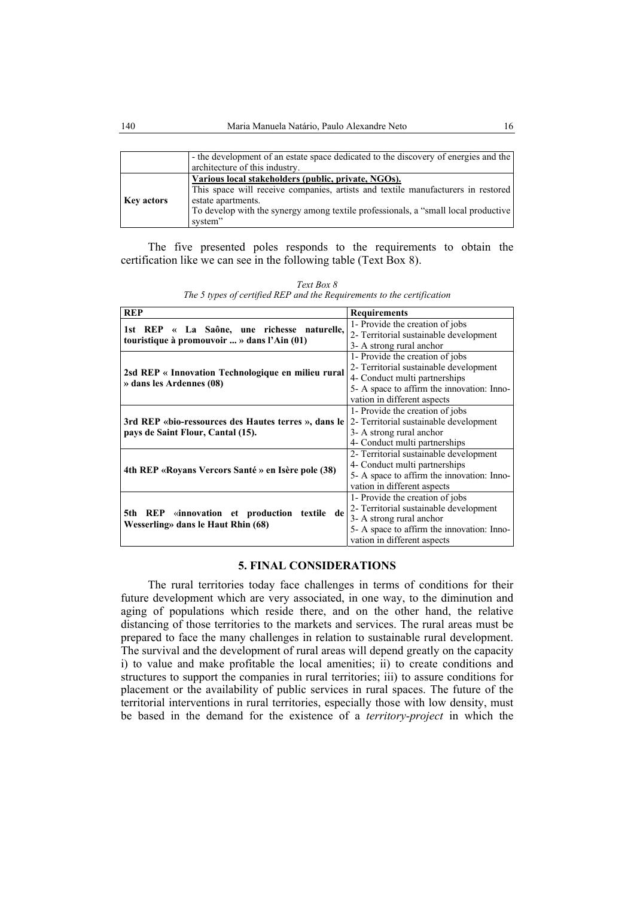|  | - the development of an estate space dedicated to the discovery of energies and the architecture of this industry. |
|---|---|
| **Key actors** | <u>**Various local stakeholders (public, private, NGOs).**</u><br>This space will receive companies, artists and textile manufacturers in restored estate apartments.<br>To develop with the synergy among textile professionals, a "small local productive system" |

The five presented poles responds to the requirements to obtain the certification like we can see in the following table (Text Box 8).

*Text Box 8*
*The 5 types of certified REP and the Requirements to the certification*

| **REP** | **Requirements** |
|---|---|
| **1st REP « La Saône, une richesse naturelle, touristique à promouvoir ... » dans l'Ain (01)** | 1- Provide the creation of jobs<br>2- Territorial sustainable development<br>3- A strong rural anchor |
| **2sd REP « Innovation Technologique en milieu rural » dans les Ardennes (08)** | 1- Provide the creation of jobs<br>2- Territorial sustainable development<br>4- Conduct multi partnerships<br>5- A space to affirm the innovation: Innovation in different aspects |
| **3rd REP «bio-ressources des Hautes terres », dans le pays de Saint Flour, Cantal (15).** | 1- Provide the creation of jobs<br>2- Territorial sustainable development<br>3- A strong rural anchor<br>4- Conduct multi partnerships |
| **4th REP «Royans Vercors Santé » en Isère pole (38)** | 2- Territorial sustainable development<br>4- Conduct multi partnerships<br>5- A space to affirm the innovation: Innovation in different aspects |
| **5th REP «innovation et production textile de Wesserling» dans le Haut Rhin (68)** | 1- Provide the creation of jobs<br>2- Territorial sustainable development<br>3- A strong rural anchor<br>5- A space to affirm the innovation: Innovation in different aspects |

## 5. FINAL CONSIDERATIONS

The rural territories today face challenges in terms of conditions for their future development which are very associated, in one way, to the diminution and aging of populations which reside there, and on the other hand, the relative distancing of those territories to the markets and services. The rural areas must be prepared to face the many challenges in relation to sustainable rural development. The survival and the development of rural areas will depend greatly on the capacity i) to value and make profitable the local amenities; ii) to create conditions and structures to support the companies in rural territories; iii) to assure conditions for placement or the availability of public services in rural spaces. The future of the territorial interventions in rural territories, especially those with low density, must be based in the demand for the existence of a *territory-project* in which the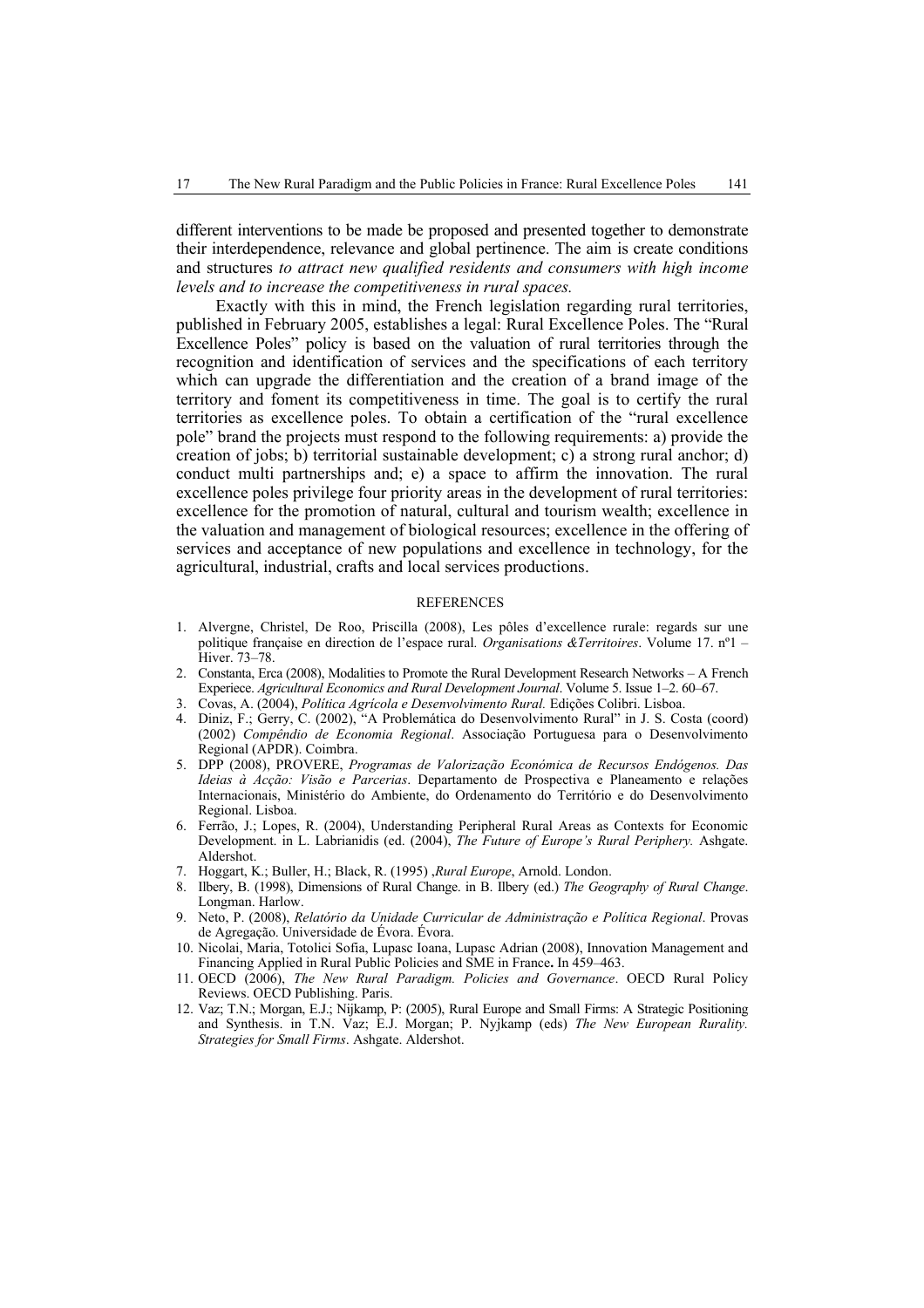different interventions to be made be proposed and presented together to demonstrate their interdependence, relevance and global pertinence. The aim is create conditions and structures *to attract new qualified residents and consumers with high income levels and to increase the competitiveness in rural spaces.*

Exactly with this in mind, the French legislation regarding rural territories, published in February 2005, establishes a legal: Rural Excellence Poles. The "Rural Excellence Poles" policy is based on the valuation of rural territories through the recognition and identification of services and the specifications of each territory which can upgrade the differentiation and the creation of a brand image of the territory and foment its competitiveness in time. The goal is to certify the rural territories as excellence poles. To obtain a certification of the "rural excellence pole" brand the projects must respond to the following requirements: a) provide the creation of jobs; b) territorial sustainable development; c) a strong rural anchor; d) conduct multi partnerships and; e) a space to affirm the innovation. The rural excellence poles privilege four priority areas in the development of rural territories: excellence for the promotion of natural, cultural and tourism wealth; excellence in the valuation and management of biological resources; excellence in the offering of services and acceptance of new populations and excellence in technology, for the agricultural, industrial, crafts and local services productions.

## REFERENCES

1. Alvergne, Christel, De Roo, Priscilla (2008), Les pôles d'excellence rurale: regards sur une politique française en direction de l'espace rural. *Organisations &Territoires*. Volume 17. nº1 – Hiver. 73–78.
2. Constanta, Erca (2008), Modalities to Promote the Rural Development Research Networks – A French Experiece. *Agricultural Economics and Rural Development Journal*. Volume 5. Issue 1–2. 60–67.
3. Covas, A. (2004), *Política Agrícola e Desenvolvimento Rural.* Edições Colibri. Lisboa.
4. Diniz, F.; Gerry, C. (2002), "A Problemática do Desenvolvimento Rural" in J. S. Costa (coord) (2002) *Compêndio de Economia Regional*. Associação Portuguesa para o Desenvolvimento Regional (APDR). Coimbra.
5. DPP (2008), PROVERE, *Programas de Valorização Económica de Recursos Endógenos. Das Ideias à Acção: Visão e Parcerias*. Departamento de Prospectiva e Planeamento e relações Internacionais, Ministério do Ambiente, do Ordenamento do Território e do Desenvolvimento Regional. Lisboa.
6. Ferrão, J.; Lopes, R. (2004), Understanding Peripheral Rural Areas as Contexts for Economic Development. in L. Labrianidis (ed. (2004), *The Future of Europe's Rural Periphery.* Ashgate. Aldershot.
7. Hoggart, K.; Buller, H.; Black, R. (1995) ,*Rural Europe*, Arnold. London.
8. Ilbery, B. (1998), Dimensions of Rural Change. in B. Ilbery (ed.) *The Geography of Rural Change*. Longman. Harlow.
9. Neto, P. (2008), *Relatório da Unidade Curricular de Administração e Política Regional*. Provas de Agregação. Universidade de Évora. Évora.
10. Nicolai, Maria, Totolici Sofia, Lupasc Ioana, Lupasc Adrian (2008), Innovation Management and Financing Applied in Rural Public Policies and SME in France**.** In 459–463.
11. OECD (2006), *The New Rural Paradigm. Policies and Governance*. OECD Rural Policy Reviews. OECD Publishing. Paris.
12. Vaz; T.N.; Morgan, E.J.; Nijkamp, P: (2005), Rural Europe and Small Firms: A Strategic Positioning and Synthesis. in T.N. Vaz; E.J. Morgan; P. Nyjkamp (eds) *The New European Rurality. Strategies for Small Firms*. Ashgate. Aldershot.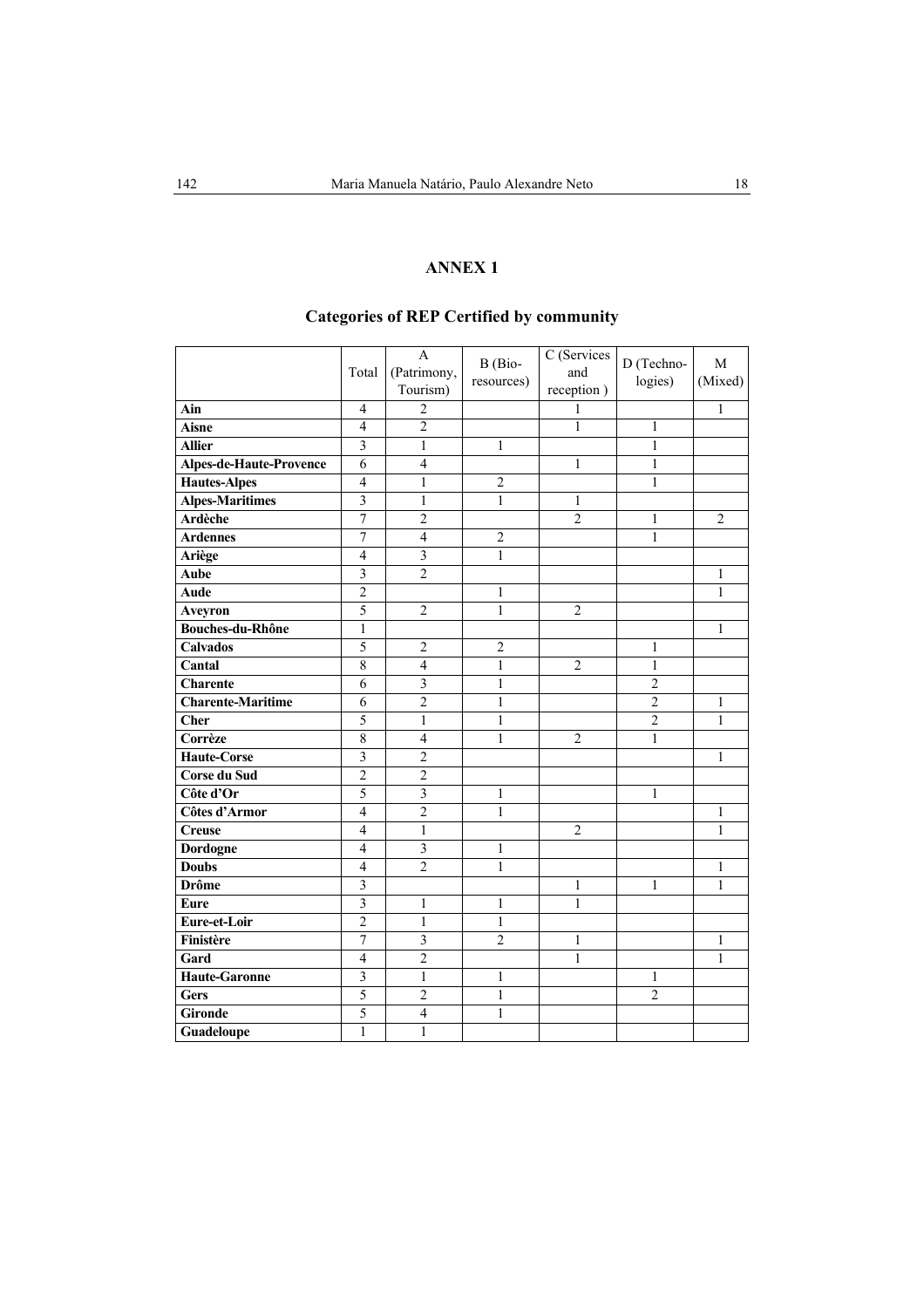## ANNEX 1

### Categories of REP Certified by community

| | Total | A (Patrimony, Tourism) | B (Bio-resources) | C (Services and reception ) | D (Techno-logies) | M (Mixed) |
|---|---|---|---|---|---|---|
| **Ain** | 4 | 2 | | 1 | | 1 |
| **Aisne** | 4 | 2 | | 1 | 1 | |
| **Allier** | 3 | 1 | 1 | | 1 | |
| **Alpes-de-Haute-Provence** | 6 | 4 | | 1 | 1 | |
| **Hautes-Alpes** | 4 | 1 | 2 | | 1 | |
| **Alpes-Maritimes** | 3 | 1 | 1 | 1 | | |
| **Ardèche** | 7 | 2 | | 2 | 1 | 2 |
| **Ardennes** | 7 | 4 | 2 | | 1 | |
| **Ariège** | 4 | 3 | 1 | | | |
| **Aube** | 3 | 2 | | | | 1 |
| **Aude** | 2 | | 1 | | | 1 |
| **Aveyron** | 5 | 2 | 1 | 2 | | |
| **Bouches-du-Rhône** | 1 | | | | | 1 |
| **Calvados** | 5 | 2 | 2 | | 1 | |
| **Cantal** | 8 | 4 | 1 | 2 | 1 | |
| **Charente** | 6 | 3 | 1 | | 2 | |
| **Charente-Maritime** | 6 | 2 | 1 | | 2 | 1 |
| **Cher** | 5 | 1 | 1 | | 2 | 1 |
| **Corrèze** | 8 | 4 | 1 | 2 | 1 | |
| **Haute-Corse** | 3 | 2 | | | | 1 |
| **Corse du Sud** | 2 | 2 | | | | |
| **Côte d'Or** | 5 | 3 | 1 | | 1 | |
| **Côtes d'Armor** | 4 | 2 | 1 | | | 1 |
| **Creuse** | 4 | 1 | | 2 | | 1 |
| **Dordogne** | 4 | 3 | 1 | | | |
| **Doubs** | 4 | 2 | 1 | | | 1 |
| **Drôme** | 3 | | | 1 | 1 | 1 |
| **Eure** | 3 | 1 | 1 | 1 | | |
| **Eure-et-Loir** | 2 | 1 | 1 | | | |
| **Finistère** | 7 | 3 | 2 | 1 | | 1 |
| **Gard** | 4 | 2 | | 1 | | 1 |
| **Haute-Garonne** | 3 | 1 | 1 | | 1 | |
| **Gers** | 5 | 2 | 1 | | 2 | |
| **Gironde** | 5 | 4 | 1 | | | |
| **Guadeloupe** | 1 | 1 | | | | |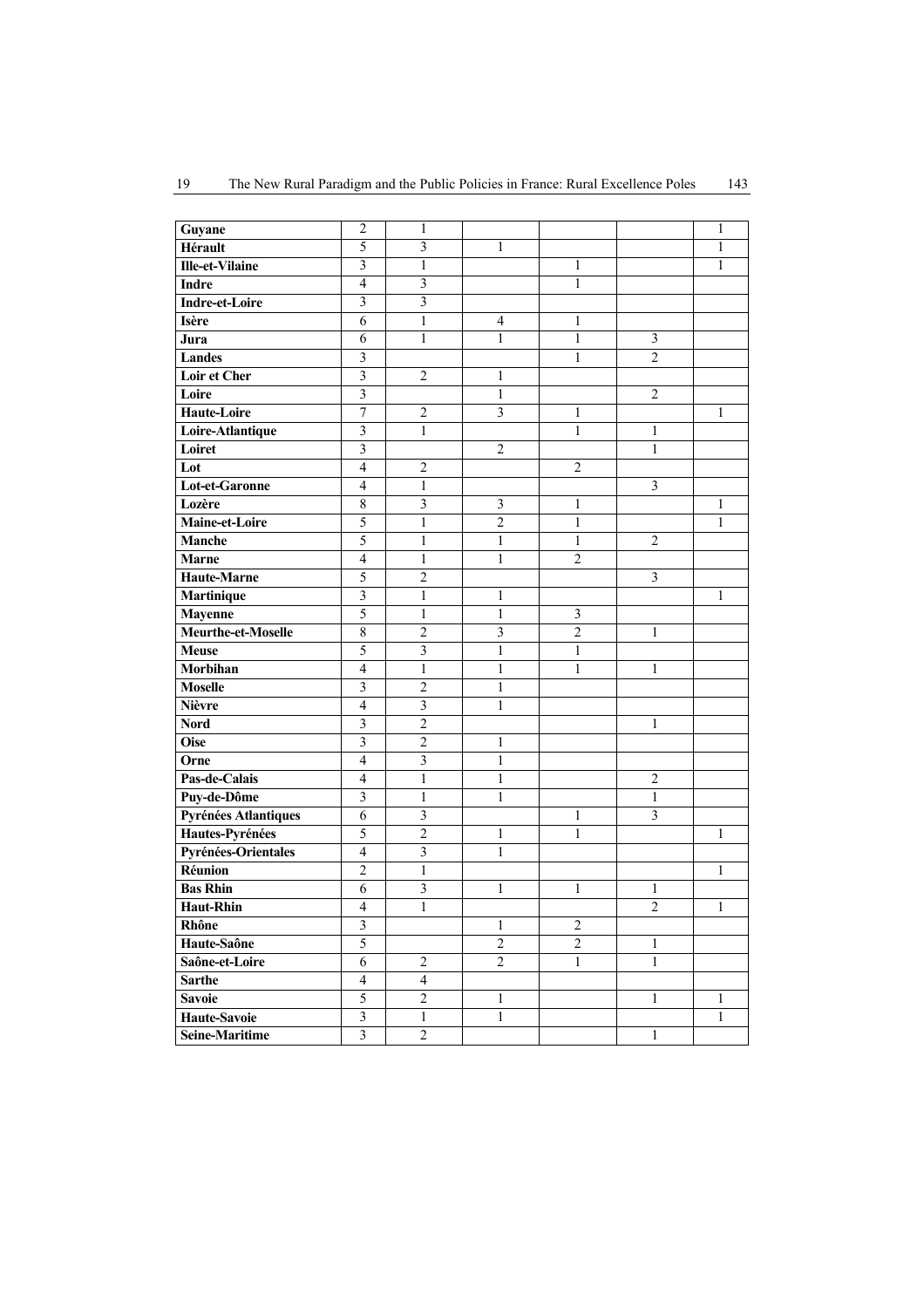| | | | | | | |
|---|---|---|---|---|---|---|
| **Guyane** | 2 | 1 | | | | 1 |
| **Hérault** | 5 | 3 | 1 | | | 1 |
| **Ille-et-Vilaine** | 3 | 1 | | 1 | | 1 |
| **Indre** | 4 | 3 | | 1 | | |
| **Indre-et-Loire** | 3 | 3 | | | | |
| **Isère** | 6 | 1 | 4 | 1 | | |
| **Jura** | 6 | 1 | 1 | 1 | 3 | |
| **Landes** | 3 | | | 1 | 2 | |
| **Loir et Cher** | 3 | 2 | 1 | | | |
| **Loire** | 3 | | 1 | | 2 | |
| **Haute-Loire** | 7 | 2 | 3 | 1 | | 1 |
| **Loire-Atlantique** | 3 | 1 | | 1 | 1 | |
| **Loiret** | 3 | | 2 | | 1 | |
| **Lot** | 4 | 2 | | 2 | | |
| **Lot-et-Garonne** | 4 | 1 | | | 3 | |
| **Lozère** | 8 | 3 | 3 | 1 | | 1 |
| **Maine-et-Loire** | 5 | 1 | 2 | 1 | | 1 |
| **Manche** | 5 | 1 | 1 | 1 | 2 | |
| **Marne** | 4 | 1 | 1 | 2 | | |
| **Haute-Marne** | 5 | 2 | | | 3 | |
| **Martinique** | 3 | 1 | 1 | | | 1 |
| **Mayenne** | 5 | 1 | 1 | 3 | | |
| **Meurthe-et-Moselle** | 8 | 2 | 3 | 2 | 1 | |
| **Meuse** | 5 | 3 | 1 | 1 | | |
| **Morbihan** | 4 | 1 | 1 | 1 | 1 | |
| **Moselle** | 3 | 2 | 1 | | | |
| **Nièvre** | 4 | 3 | 1 | | | |
| **Nord** | 3 | 2 | | | 1 | |
| **Oise** | 3 | 2 | 1 | | | |
| **Orne** | 4 | 3 | 1 | | | |
| **Pas-de-Calais** | 4 | 1 | 1 | | 2 | |
| **Puy-de-Dôme** | 3 | 1 | 1 | | 1 | |
| **Pyrénées Atlantiques** | 6 | 3 | | 1 | 3 | |
| **Hautes-Pyrénées** | 5 | 2 | 1 | 1 | | 1 |
| **Pyrénées-Orientales** | 4 | 3 | 1 | | | |
| **Réunion** | 2 | 1 | | | | 1 |
| **Bas Rhin** | 6 | 3 | 1 | 1 | 1 | |
| **Haut-Rhin** | 4 | 1 | | | 2 | 1 |
| **Rhône** | 3 | | 1 | 2 | | |
| **Haute-Saône** | 5 | | 2 | 2 | 1 | |
| **Saône-et-Loire** | 6 | 2 | 2 | 1 | 1 | |
| **Sarthe** | 4 | 4 | | | | |
| **Savoie** | 5 | 2 | 1 | | 1 | 1 |
| **Haute-Savoie** | 3 | 1 | 1 | | | 1 |
| **Seine-Maritime** | 3 | 2 | | | 1 | |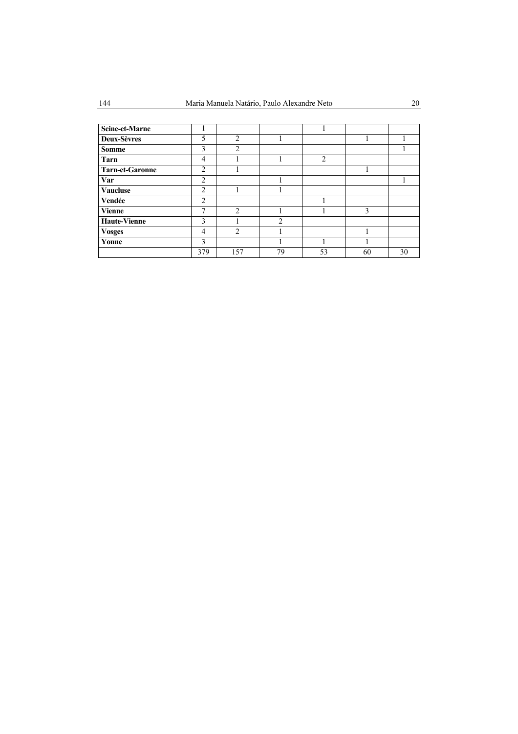| | | | | | | |
|---|---|---|---|---|---|---|
| **Seine-et-Marne** | 1 | | | 1 | | |
| **Deux-Sèvres** | 5 | 2 | 1 | | 1 | 1 |
| **Somme** | 3 | 2 | | | | 1 |
| **Tarn** | 4 | 1 | 1 | 2 | | |
| **Tarn-et-Garonne** | 2 | 1 | | | 1 | |
| **Var** | 2 | | 1 | | | 1 |
| **Vaucluse** | 2 | 1 | 1 | | | |
| **Vendée** | 2 | | | 1 | | |
| **Vienne** | 7 | 2 | 1 | 1 | 3 | |
| **Haute-Vienne** | 3 | 1 | 2 | | | |
| **Vosges** | 4 | 2 | 1 | | 1 | |
| **Yonne** | 3 | | 1 | 1 | 1 | |
| | 379 | 157 | 79 | 53 | 60 | 30 |